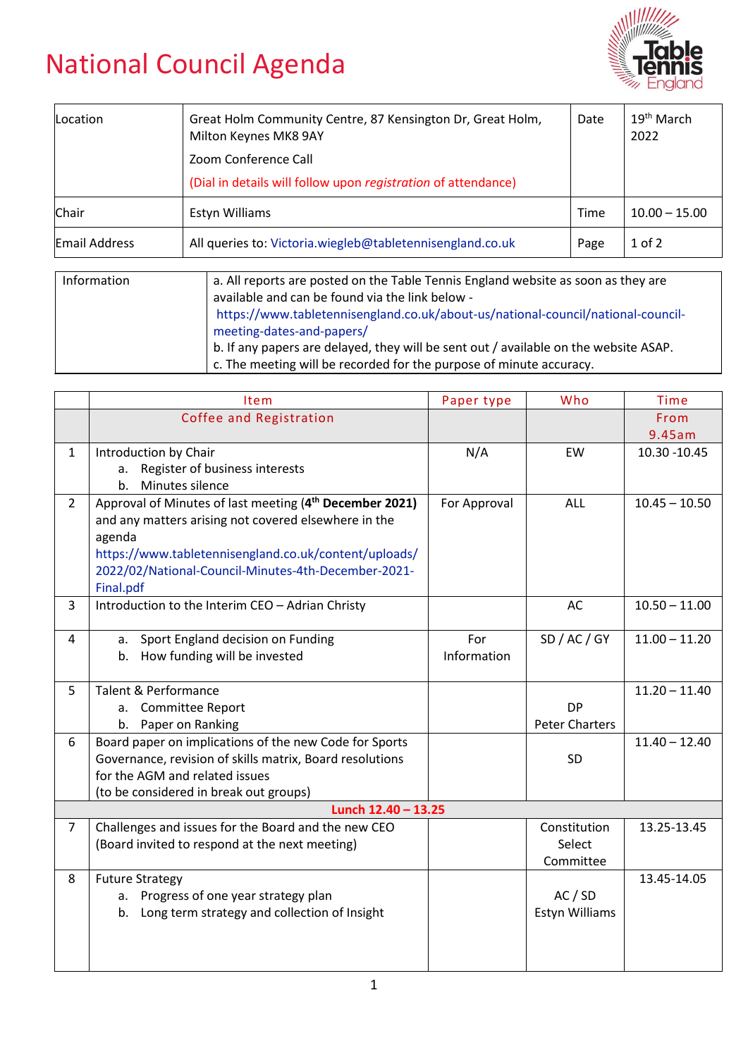# National Council Agenda

| Location | Great Holm Community Centre, 87 Kensington Dr, Great Holm, Milton Keynes MK8 9AY<br>Zoom Conference Call<br>(Dial in details will follow upon *registration* of attendance) | Date | 19th March 2022 |
|---|---|---|---|
| Chair | Estyn Williams | Time | 10.00 – 15.00 |
| Email Address | All queries to: Victoria.wiegleb@tabletennisengland.co.uk | Page | 1 of 2 |

| Information | a. All reports are posted on the Table Tennis England website as soon as they are available and can be found via the link below - https://www.tabletennisengland.co.uk/about-us/national-council/national-council-meeting-dates-and-papers/<br>b. If any papers are delayed, they will be sent out / available on the website ASAP.<br>c. The meeting will be recorded for the purpose of minute accuracy. |
|---|---|

| | Item | Paper type | Who | Time |
|---|---|---|---|---|
| | Coffee and Registration | | | From 9.45am |
| 1 | Introduction by Chair<br>a. Register of business interests<br>b. Minutes silence | N/A | EW | 10.30 -10.45 |
| 2 | Approval of Minutes of last meeting (**4th December 2021**) and any matters arising not covered elsewhere in the agenda https://www.tabletennisengland.co.uk/content/uploads/2022/02/National-Council-Minutes-4th-December-2021-Final.pdf | For Approval | ALL | 10.45 – 10.50 |
| 3 | Introduction to the Interim CEO – Adrian Christy | | AC | 10.50 – 11.00 |
| 4 | a. Sport England decision on Funding<br>b. How funding will be invested | For Information | SD / AC / GY | 11.00 – 11.20 |
| 5 | Talent & Performance<br>a. Committee Report<br>b. Paper on Ranking | | DP<br>Peter Charters | 11.20 – 11.40 |
| 6 | Board paper on implications of the new Code for Sports Governance, revision of skills matrix, Board resolutions for the AGM and related issues<br>(to be considered in break out groups) | | SD | 11.40 – 12.40 |
| | **Lunch 12.40 – 13.25** | | | |
| 7 | Challenges and issues for the Board and the new CEO<br>(Board invited to respond at the next meeting) | | Constitution Select Committee | 13.25-13.45 |
| 8 | Future Strategy<br>a. Progress of one year strategy plan<br>b. Long term strategy and collection of Insight | | AC / SD<br>Estyn Williams | 13.45-14.05 |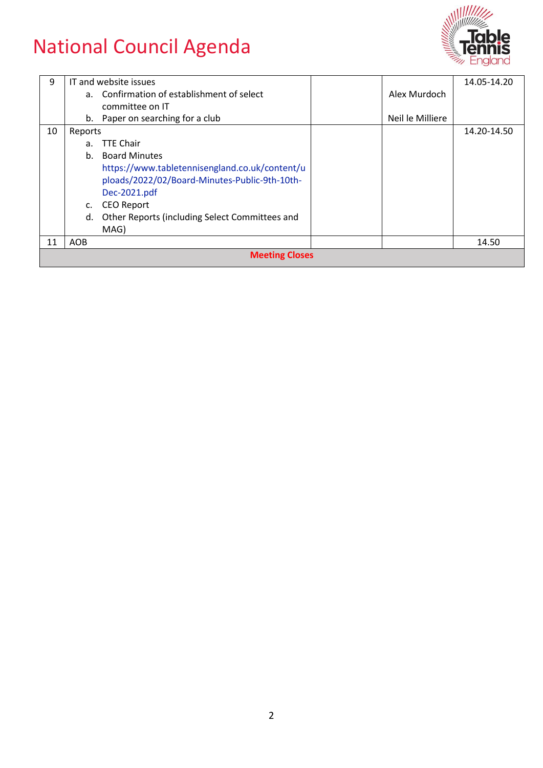# National Council Agenda

| | | | | |
|---|---|---|---|---|
| 9 | IT and website issues<br>a. Confirmation of establishment of select committee on IT<br>b. Paper on searching for a club | | Alex Murdoch<br><br>Neil le Milliere | 14.05-14.20 |
| 10 | Reports<br>a. TTE Chair<br>b. Board Minutes https://www.tabletennisengland.co.uk/content/uploads/2022/02/Board-Minutes-Public-9th-10th-Dec-2021.pdf<br>c. CEO Report<br>d. Other Reports (including Select Committees and MAG) | | | 14.20-14.50 |
| 11 | AOB | | | 14.50 |
| **Meeting Closes** | | | | |